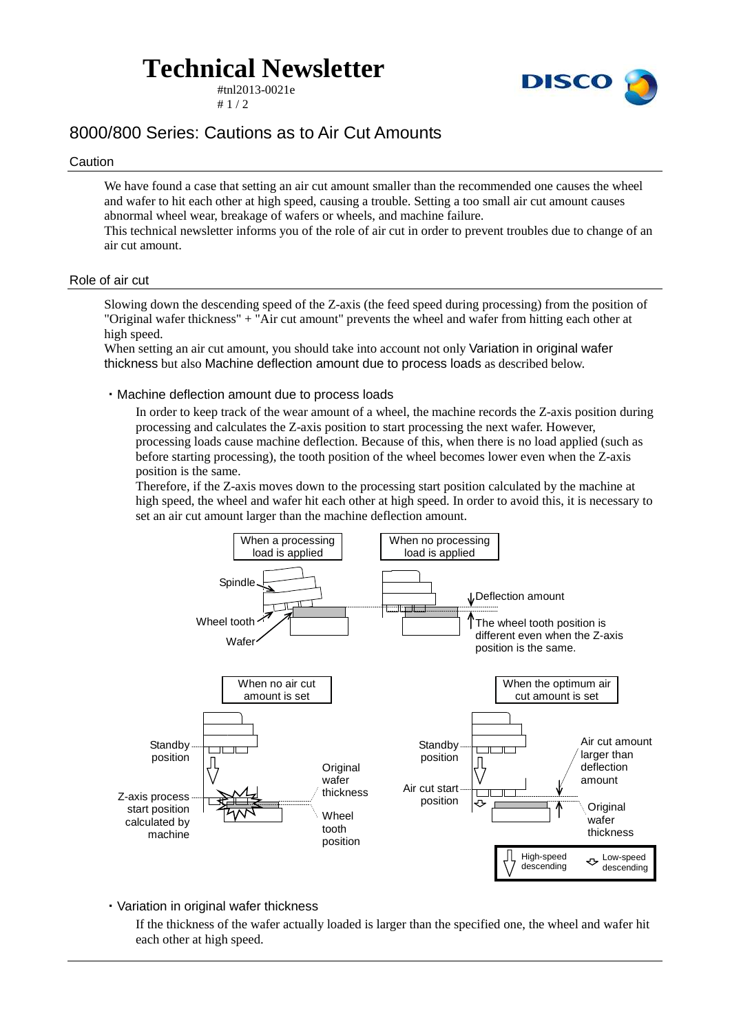# Technical Newsletter

#tnl2013-0021e

## 8000/800 Series: Cautions as to Air Cut Amounts

### Caution

We have found a case that setting an air cut amount smaller than the recommended one causes the wheel and wafer to hit each other at high speed, causing a trouble. Setting a too small air cut amount causes abnormal wheel wear, breakage of wafers or wheels, and machine failure.
This technical newsletter informs you of the role of air cut in order to prevent troubles due to change of an air cut amount.

### Role of air cut

Slowing down the descending speed of the Z-axis (the feed speed during processing) from the position of "Original wafer thickness" + "Air cut amount" prevents the wheel and wafer from hitting each other at high speed.
When setting an air cut amount, you should take into account not only Variation in original wafer thickness but also Machine deflection amount due to process loads as described below.

・Machine deflection amount due to process loads

In order to keep track of the wear amount of a wheel, the machine records the Z-axis position during processing and calculates the Z-axis position to start processing the next wafer. However, processing loads cause machine deflection. Because of this, when there is no load applied (such as before starting processing), the tooth position of the wheel becomes lower even when the Z-axis position is the same.
Therefore, if the Z-axis moves down to the processing start position calculated by the machine at high speed, the wheel and wafer hit each other at high speed. In order to avoid this, it is necessary to set an air cut amount larger than the machine deflection amount.

When a processing load is applied / When no processing load is applied
Spindle, Wheel tooth, Wafer, Deflection amount
The wheel tooth position is different even when the Z-axis position is the same.

When no air cut amount is set / When the optimum air cut amount is set
Standby position, Z-axis process start position calculated by machine, Original wafer thickness, Wheel tooth position, Air cut start position, Air cut amount larger than deflection amount, Original wafer thickness
High-speed descending / Low-speed descending

・Variation in original wafer thickness

If the thickness of the wafer actually loaded is larger than the specified one, the wheel and wafer hit each other at high speed.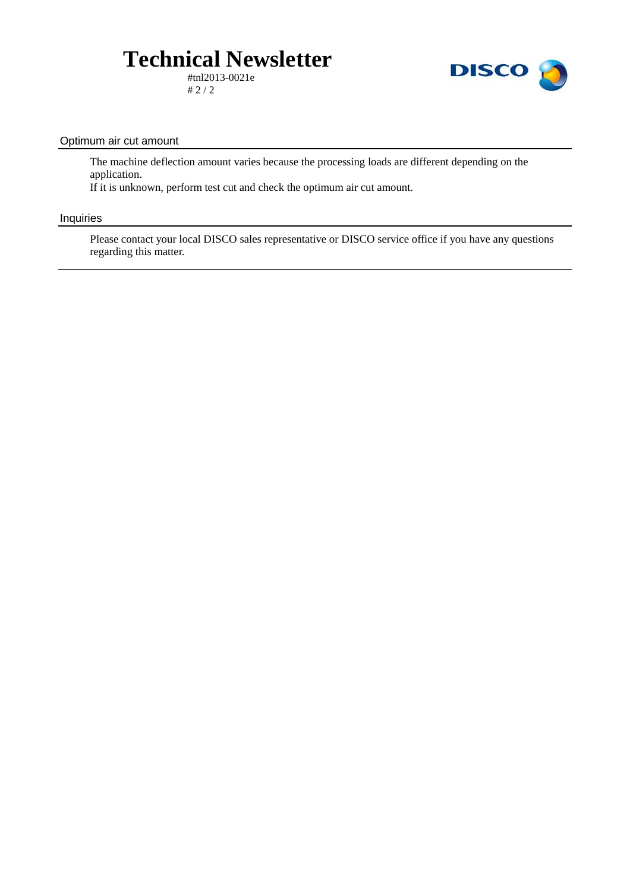## Optimum air cut amount

The machine deflection amount varies because the processing loads are different depending on the application.
If it is unknown, perform test cut and check the optimum air cut amount.

## Inquiries

Please contact your local DISCO sales representative or DISCO service office if you have any questions regarding this matter.